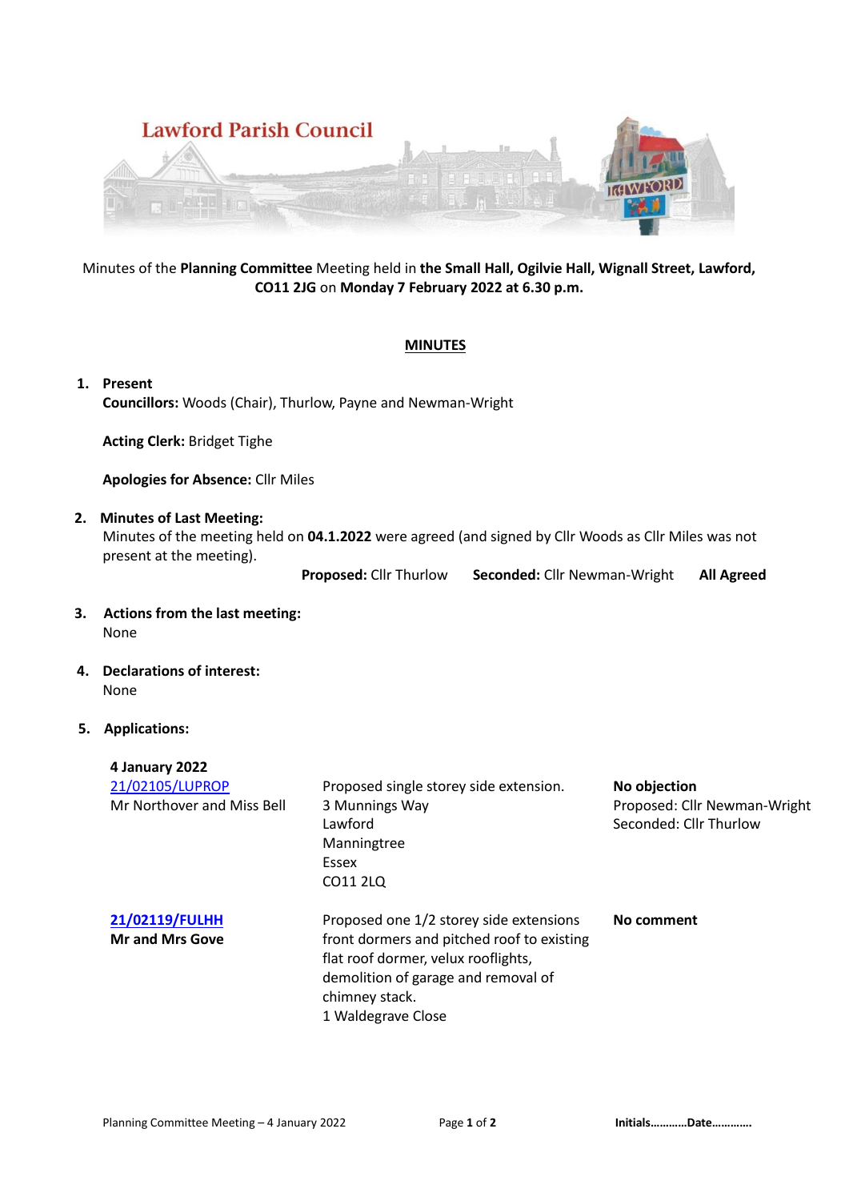# Lawford Parish Council

Minutes of the **Planning Committee** Meeting held in **the Small Hall, Ogilvie Hall, Wignall Street, Lawford, CO11 2JG** on **Monday 7 February 2022 at 6.30 p.m.**

## MINUTES

1. **Present**
   **Councillors:** Woods (Chair), Thurlow, Payne and Newman-Wright

   **Acting Clerk:** Bridget Tighe

   **Apologies for Absence:** Cllr Miles

2. **Minutes of Last Meeting:**
   Minutes of the meeting held on **04.1.2022** were agreed (and signed by Cllr Woods as Cllr Miles was not present at the meeting).
   **Proposed:** Cllr Thurlow **Seconded:** Cllr Newman-Wright **All Agreed**

3. **Actions from the last meeting:**
   None

4. **Declarations of interest:**
   None

5. **Applications:**

**4 January 2022**

| Application | Details | Decision |
|---|---|---|
| 21/02105/LUPROP<br>Mr Northover and Miss Bell | Proposed single storey side extension.<br>3 Munnings Way<br>Lawford<br>Manningtree<br>Essex<br>CO11 2LQ | **No objection**<br>Proposed: Cllr Newman-Wright<br>Seconded: Cllr Thurlow |
| **21/02119/FULHH**<br>**Mr and Mrs Gove** | Proposed one 1/2 storey side extensions front dormers and pitched roof to existing flat roof dormer, velux rooflights, demolition of garage and removal of chimney stack.<br>1 Waldegrave Close | **No comment** |

Initials…………Date………….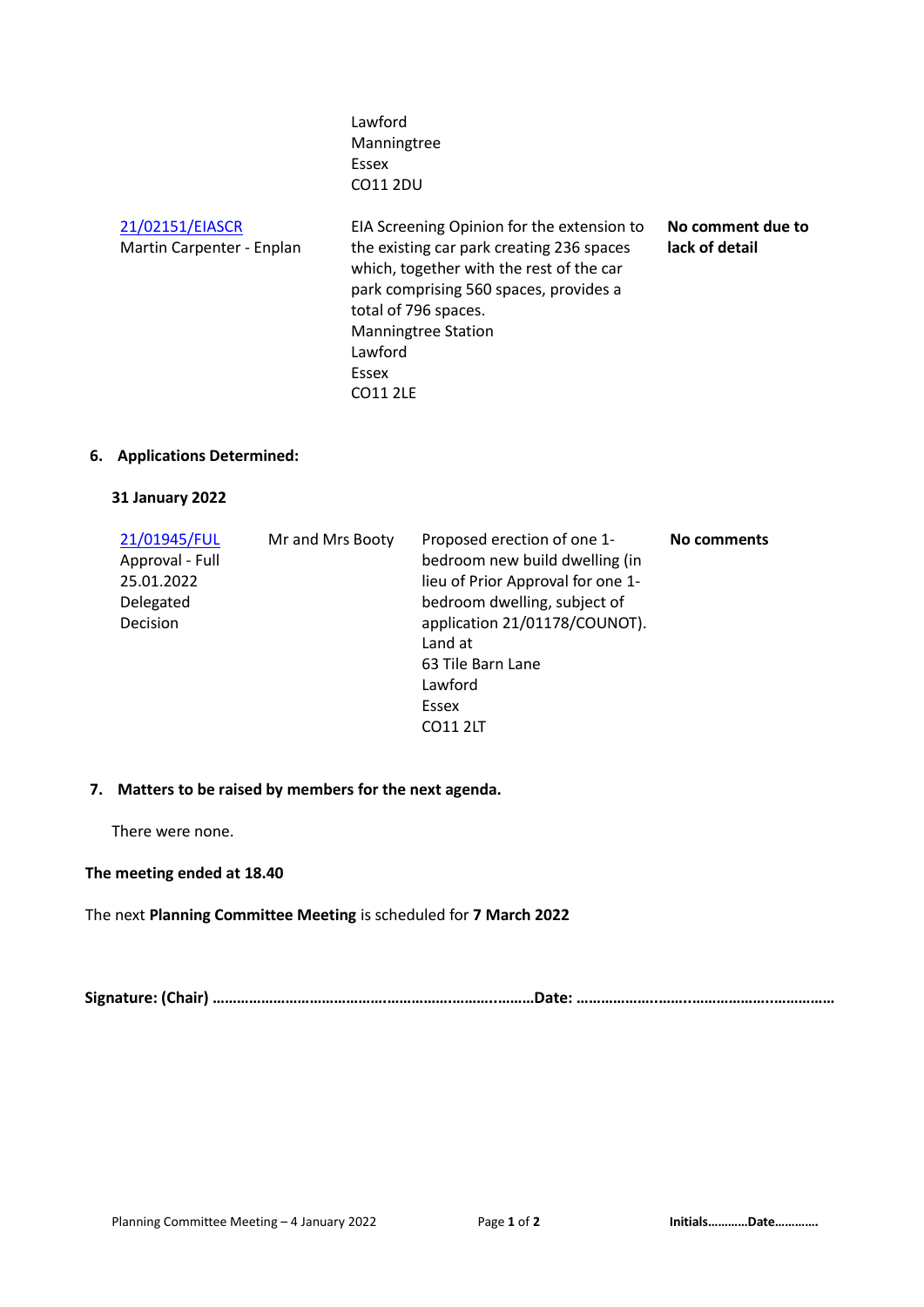| | | |
|---|---|---|
| | Lawford<br>Manningtree<br>Essex<br>CO11 2DU | |
| 21/02151/EIASCR<br>Martin Carpenter - Enplan | EIA Screening Opinion for the extension to the existing car park creating 236 spaces which, together with the rest of the car park comprising 560 spaces, provides a total of 796 spaces.<br>Manningtree Station<br>Lawford<br>Essex<br>CO11 2LE | **No comment due to lack of detail** |

6. **Applications Determined:**

**31 January 2022**

| | | | |
|---|---|---|---|
| 21/01945/FUL<br>Approval - Full<br>25.01.2022<br>Delegated Decision | Mr and Mrs Booty | Proposed erection of one 1-bedroom new build dwelling (in lieu of Prior Approval for one 1-bedroom dwelling, subject of application 21/01178/COUNOT).<br>Land at<br>63 Tile Barn Lane<br>Lawford<br>Essex<br>CO11 2LT | **No comments** |

7. **Matters to be raised by members for the next agenda.**

There were none.

**The meeting ended at 18.40**

The next **Planning Committee Meeting** is scheduled for **7 March 2022**

**Signature: (Chair) ……………………………………………………………..………Date: …………………..……..……………….……………**

Initials…………Date………….